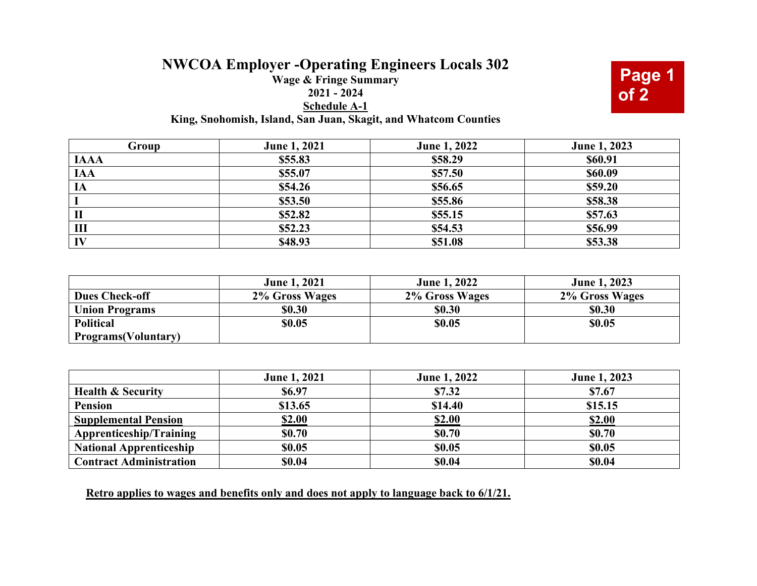# NWCOA Employer -Operating Engineers Locals 302

**Wage & Fringe Summary**

**2021 - 2024**

**Schedule A-1**

**King, Snohomish, Island, San Juan, Skagit, and Whatcom Counties**

| Group | June 1, 2021 | June 1, 2022 | June 1, 2023 |
|---|---|---|---|
| IAAA | $55.83 | $58.29 | $60.91 |
| IAA | $55.07 | $57.50 | $60.09 |
| IA | $54.26 | $56.65 | $59.20 |
| I | $53.50 | $55.86 | $58.38 |
| II | $52.82 | $55.15 | $57.63 |
| III | $52.23 | $54.53 | $56.99 |
| IV | $48.93 | $51.08 | $53.38 |

| | June 1, 2021 | June 1, 2022 | June 1, 2023 |
|---|---|---|---|
| Dues Check-off | 2% Gross Wages | 2% Gross Wages | 2% Gross Wages |
| Union Programs | $0.30 | $0.30 | $0.30 |
| Political Programs(Voluntary) | $0.05 | $0.05 | $0.05 |

| | June 1, 2021 | June 1, 2022 | June 1, 2023 |
|---|---|---|---|
| Health & Security | $6.97 | $7.32 | $7.67 |
| Pension | $13.65 | $14.40 | $15.15 |
| Supplemental Pension | $2.00 | $2.00 | $2.00 |
| Apprenticeship/Training | $0.70 | $0.70 | $0.70 |
| National Apprenticeship | $0.05 | $0.05 | $0.05 |
| Contract Administration | $0.04 | $0.04 | $0.04 |

**Retro applies to wages and benefits only and does not apply to language back to 6/1/21.**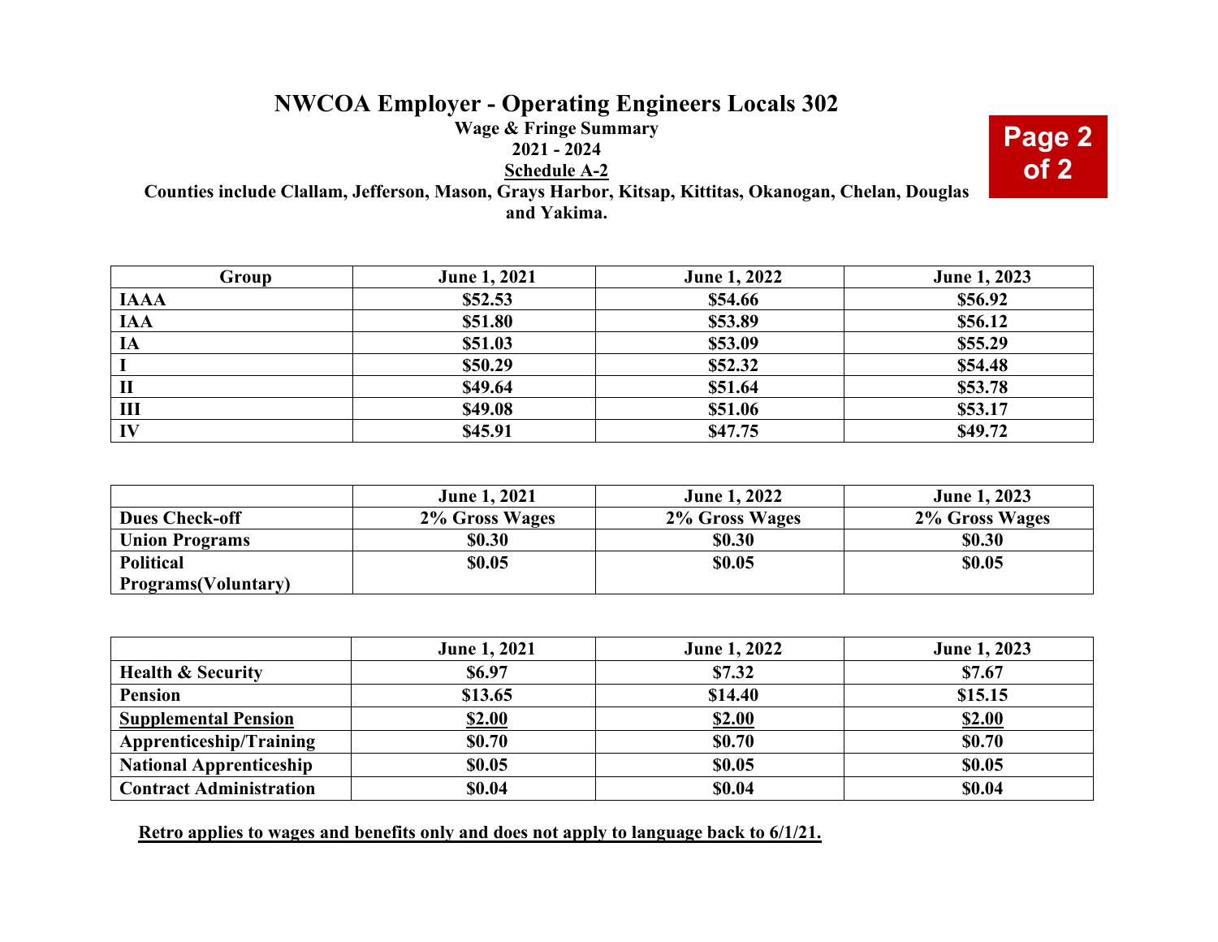# NWCOA Employer - Operating Engineers Locals 302

**Wage & Fringe Summary**

**2021 - 2024**

**Schedule A-2**

**Counties include Clallam, Jefferson, Mason, Grays Harbor, Kitsap, Kittitas, Okanogan, Chelan, Douglas and Yakima.**

| Group | June 1, 2021 | June 1, 2022 | June 1, 2023 |
|---|---|---|---|
| IAAA | $52.53 | $54.66 | $56.92 |
| IAA | $51.80 | $53.89 | $56.12 |
| IA | $51.03 | $53.09 | $55.29 |
| I | $50.29 | $52.32 | $54.48 |
| II | $49.64 | $51.64 | $53.78 |
| III | $49.08 | $51.06 | $53.17 |
| IV | $45.91 | $47.75 | $49.72 |

| | June 1, 2021 | June 1, 2022 | June 1, 2023 |
|---|---|---|---|
| Dues Check-off | 2% Gross Wages | 2% Gross Wages | 2% Gross Wages |
| Union Programs | $0.30 | $0.30 | $0.30 |
| Political Programs(Voluntary) | $0.05 | $0.05 | $0.05 |

| | June 1, 2021 | June 1, 2022 | June 1, 2023 |
|---|---|---|---|
| Health & Security | $6.97 | $7.32 | $7.67 |
| Pension | $13.65 | $14.40 | $15.15 |
| Supplemental Pension | $2.00 | $2.00 | $2.00 |
| Apprenticeship/Training | $0.70 | $0.70 | $0.70 |
| National Apprenticeship | $0.05 | $0.05 | $0.05 |
| Contract Administration | $0.04 | $0.04 | $0.04 |

**Retro applies to wages and benefits only and does not apply to language back to 6/1/21.**